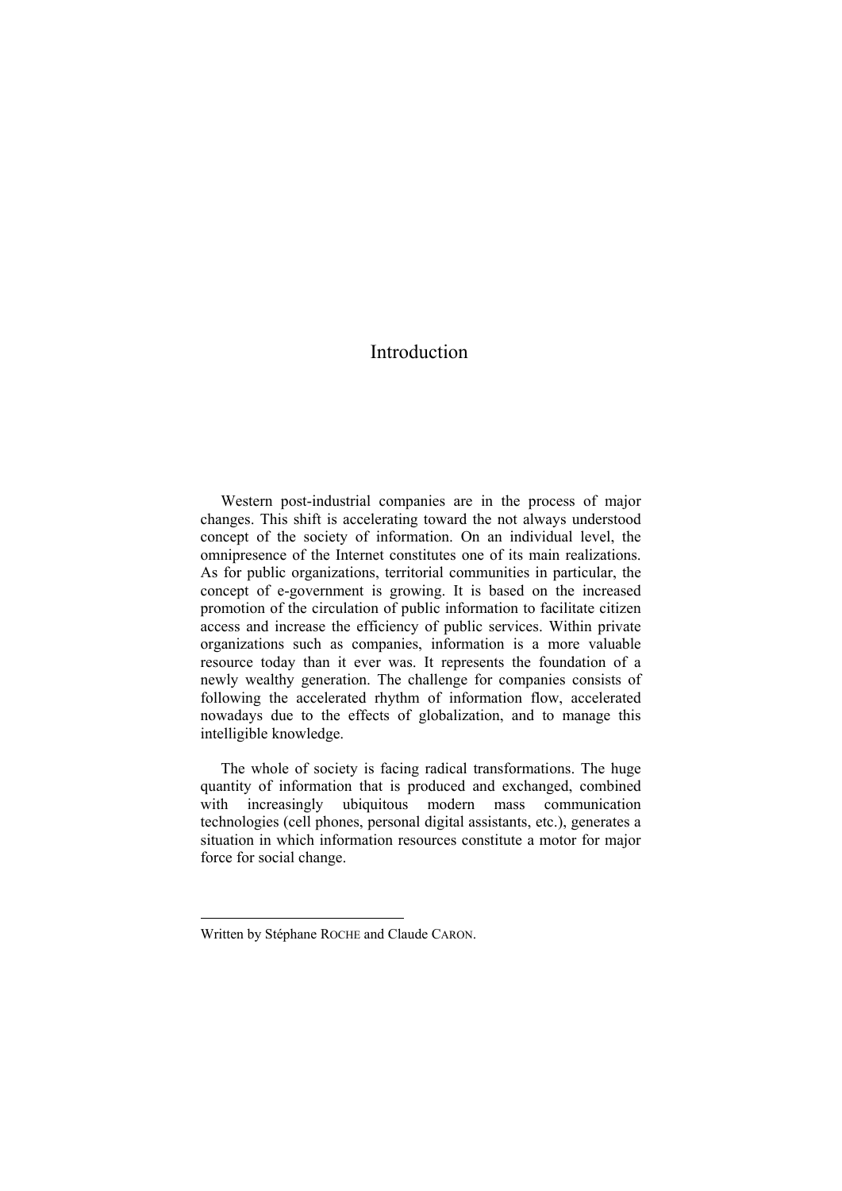# Introduction

Western post-industrial companies are in the process of major changes. This shift is accelerating toward the not always understood concept of the society of information. On an individual level, the omnipresence of the Internet constitutes one of its main realizations. As for public organizations, territorial communities in particular, the concept of e-government is growing. It is based on the increased promotion of the circulation of public information to facilitate citizen access and increase the efficiency of public services. Within private organizations such as companies, information is a more valuable resource today than it ever was. It represents the foundation of a newly wealthy generation. The challenge for companies consists of following the accelerated rhythm of information flow, accelerated nowadays due to the effects of globalization, and to manage this intelligible knowledge.

The whole of society is facing radical transformations. The huge quantity of information that is produced and exchanged, combined with increasingly ubiquitous modern mass communication technologies (cell phones, personal digital assistants, etc.), generates a situation in which information resources constitute a motor for major force for social change.

---

Written by Stéphane ROCHE and Claude CARON.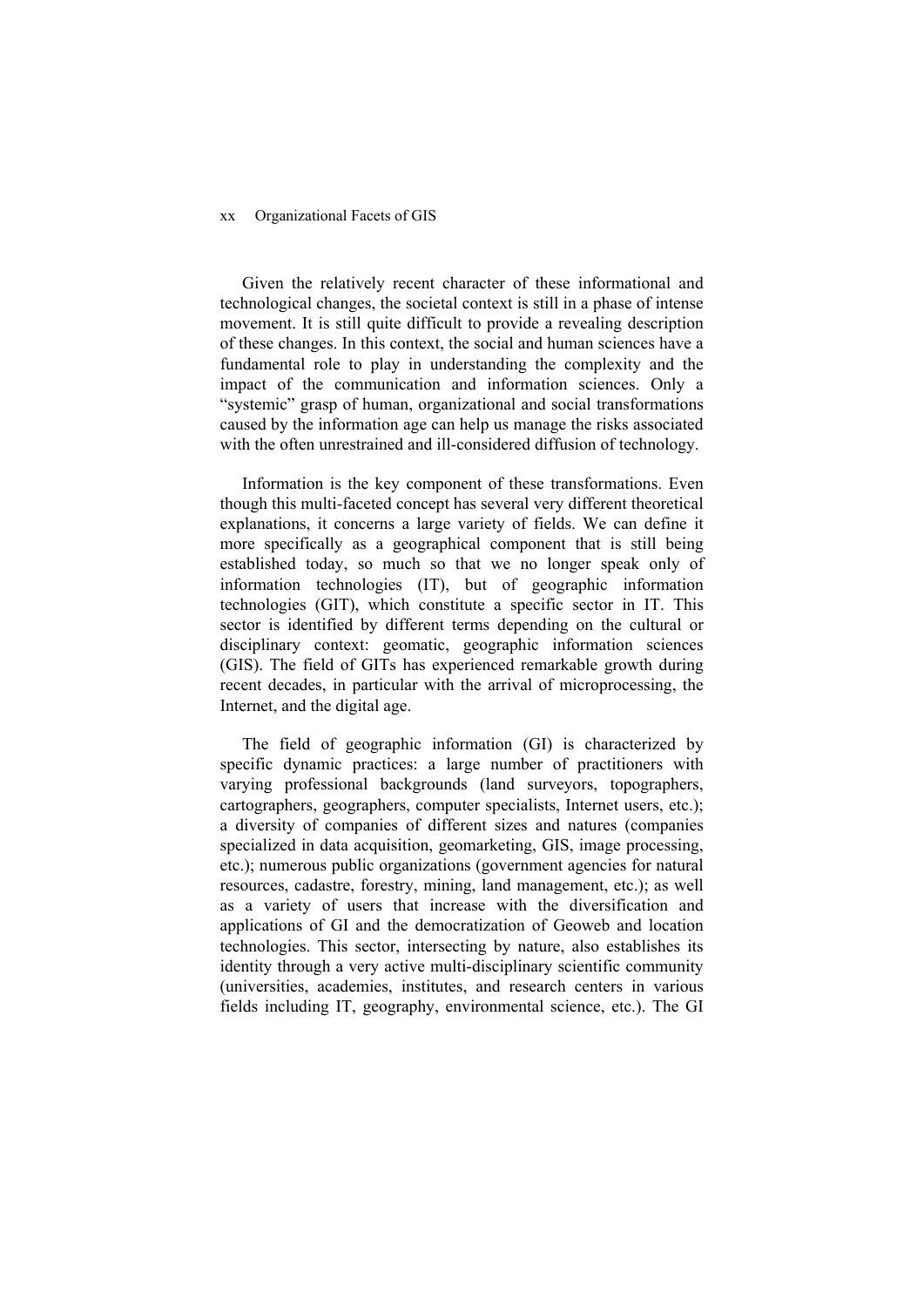Given the relatively recent character of these informational and technological changes, the societal context is still in a phase of intense movement. It is still quite difficult to provide a revealing description of these changes. In this context, the social and human sciences have a fundamental role to play in understanding the complexity and the impact of the communication and information sciences. Only a "systemic" grasp of human, organizational and social transformations caused by the information age can help us manage the risks associated with the often unrestrained and ill-considered diffusion of technology.

Information is the key component of these transformations. Even though this multi-faceted concept has several very different theoretical explanations, it concerns a large variety of fields. We can define it more specifically as a geographical component that is still being established today, so much so that we no longer speak only of information technologies (IT), but of geographic information technologies (GIT), which constitute a specific sector in IT. This sector is identified by different terms depending on the cultural or disciplinary context: geomatic, geographic information sciences (GIS). The field of GITs has experienced remarkable growth during recent decades, in particular with the arrival of microprocessing, the Internet, and the digital age.

The field of geographic information (GI) is characterized by specific dynamic practices: a large number of practitioners with varying professional backgrounds (land surveyors, topographers, cartographers, geographers, computer specialists, Internet users, etc.); a diversity of companies of different sizes and natures (companies specialized in data acquisition, geomarketing, GIS, image processing, etc.); numerous public organizations (government agencies for natural resources, cadastre, forestry, mining, land management, etc.); as well as a variety of users that increase with the diversification and applications of GI and the democratization of Geoweb and location technologies. This sector, intersecting by nature, also establishes its identity through a very active multi-disciplinary scientific community (universities, academies, institutes, and research centers in various fields including IT, geography, environmental science, etc.). The GI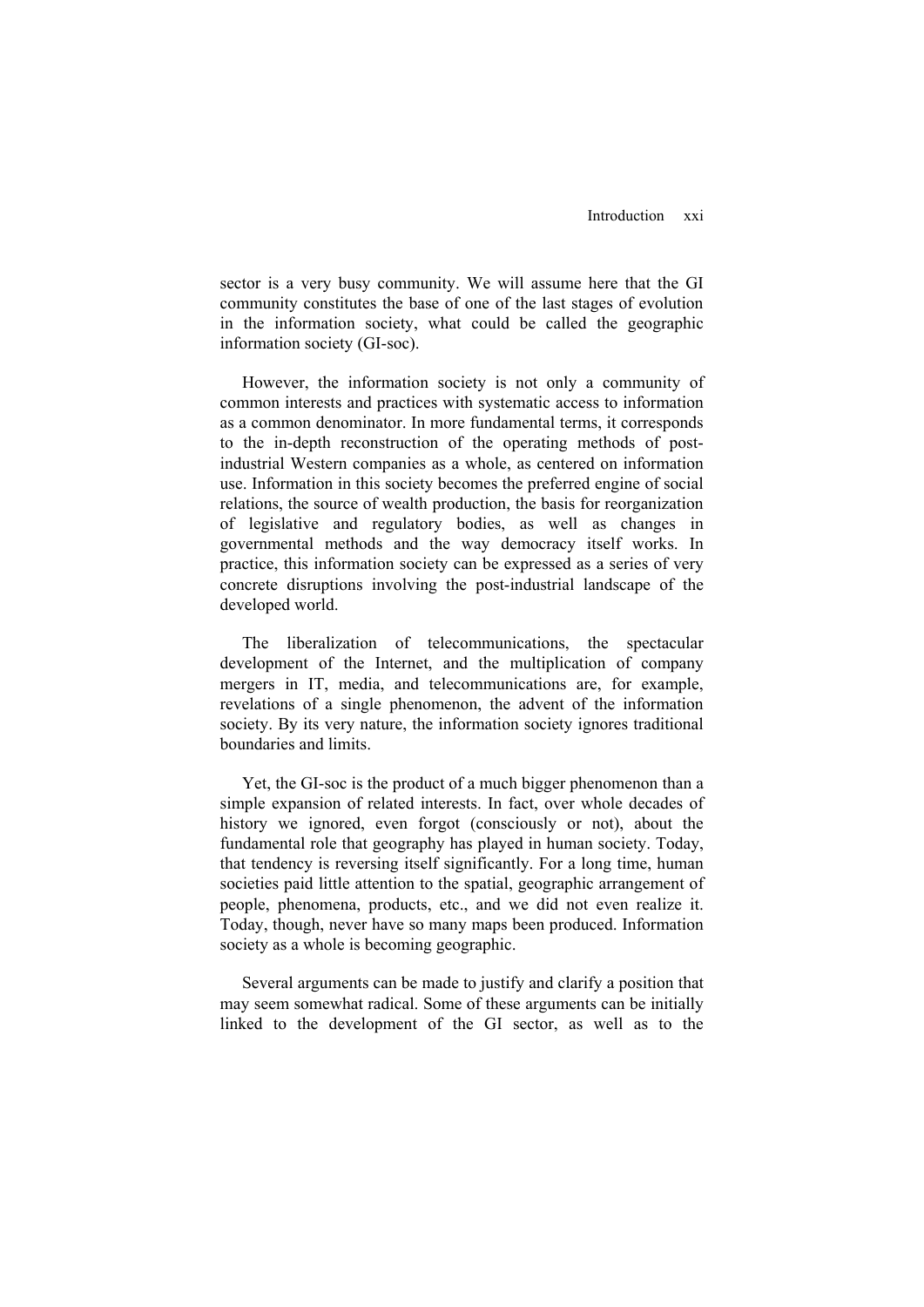sector is a very busy community. We will assume here that the GI community constitutes the base of one of the last stages of evolution in the information society, what could be called the geographic information society (GI-soc).

However, the information society is not only a community of common interests and practices with systematic access to information as a common denominator. In more fundamental terms, it corresponds to the in-depth reconstruction of the operating methods of post-industrial Western companies as a whole, as centered on information use. Information in this society becomes the preferred engine of social relations, the source of wealth production, the basis for reorganization of legislative and regulatory bodies, as well as changes in governmental methods and the way democracy itself works. In practice, this information society can be expressed as a series of very concrete disruptions involving the post-industrial landscape of the developed world.

The liberalization of telecommunications, the spectacular development of the Internet, and the multiplication of company mergers in IT, media, and telecommunications are, for example, revelations of a single phenomenon, the advent of the information society. By its very nature, the information society ignores traditional boundaries and limits.

Yet, the GI-soc is the product of a much bigger phenomenon than a simple expansion of related interests. In fact, over whole decades of history we ignored, even forgot (consciously or not), about the fundamental role that geography has played in human society. Today, that tendency is reversing itself significantly. For a long time, human societies paid little attention to the spatial, geographic arrangement of people, phenomena, products, etc., and we did not even realize it. Today, though, never have so many maps been produced. Information society as a whole is becoming geographic.

Several arguments can be made to justify and clarify a position that may seem somewhat radical. Some of these arguments can be initially linked to the development of the GI sector, as well as to the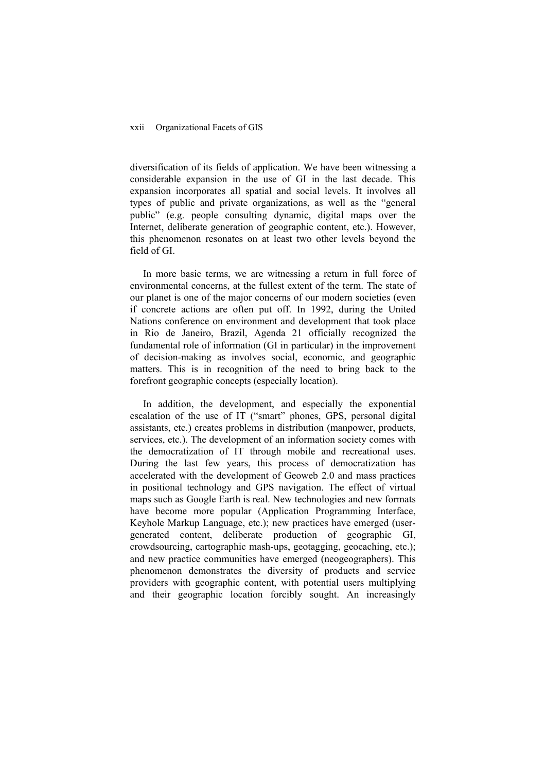diversification of its fields of application. We have been witnessing a considerable expansion in the use of GI in the last decade. This expansion incorporates all spatial and social levels. It involves all types of public and private organizations, as well as the "general public" (e.g. people consulting dynamic, digital maps over the Internet, deliberate generation of geographic content, etc.). However, this phenomenon resonates on at least two other levels beyond the field of GI.

In more basic terms, we are witnessing a return in full force of environmental concerns, at the fullest extent of the term. The state of our planet is one of the major concerns of our modern societies (even if concrete actions are often put off. In 1992, during the United Nations conference on environment and development that took place in Rio de Janeiro, Brazil, Agenda 21 officially recognized the fundamental role of information (GI in particular) in the improvement of decision-making as involves social, economic, and geographic matters. This is in recognition of the need to bring back to the forefront geographic concepts (especially location).

In addition, the development, and especially the exponential escalation of the use of IT ("smart" phones, GPS, personal digital assistants, etc.) creates problems in distribution (manpower, products, services, etc.). The development of an information society comes with the democratization of IT through mobile and recreational uses. During the last few years, this process of democratization has accelerated with the development of Geoweb 2.0 and mass practices in positional technology and GPS navigation. The effect of virtual maps such as Google Earth is real. New technologies and new formats have become more popular (Application Programming Interface, Keyhole Markup Language, etc.); new practices have emerged (user-generated content, deliberate production of geographic GI, crowdsourcing, cartographic mash-ups, geotagging, geocaching, etc.); and new practice communities have emerged (neogeographers). This phenomenon demonstrates the diversity of products and service providers with geographic content, with potential users multiplying and their geographic location forcibly sought. An increasingly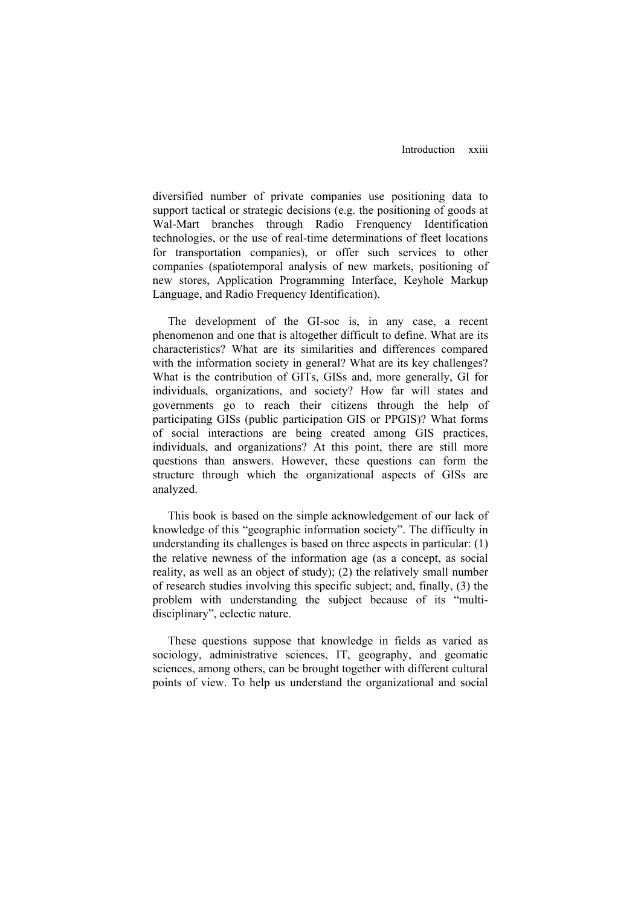diversified number of private companies use positioning data to support tactical or strategic decisions (e.g. the positioning of goods at Wal-Mart branches through Radio Frenquency Identification technologies, or the use of real-time determinations of fleet locations for transportation companies), or offer such services to other companies (spatiotemporal analysis of new markets, positioning of new stores, Application Programming Interface, Keyhole Markup Language, and Radio Frequency Identification).

The development of the GI-soc is, in any case, a recent phenomenon and one that is altogether difficult to define. What are its characteristics? What are its similarities and differences compared with the information society in general? What are its key challenges? What is the contribution of GITs, GISs and, more generally, GI for individuals, organizations, and society? How far will states and governments go to reach their citizens through the help of participating GISs (public participation GIS or PPGIS)? What forms of social interactions are being created among GIS practices, individuals, and organizations? At this point, there are still more questions than answers. However, these questions can form the structure through which the organizational aspects of GISs are analyzed.

This book is based on the simple acknowledgement of our lack of knowledge of this "geographic information society". The difficulty in understanding its challenges is based on three aspects in particular: (1) the relative newness of the information age (as a concept, as social reality, as well as an object of study); (2) the relatively small number of research studies involving this specific subject; and, finally, (3) the problem with understanding the subject because of its "multi-disciplinary", eclectic nature.

These questions suppose that knowledge in fields as varied as sociology, administrative sciences, IT, geography, and geomatic sciences, among others, can be brought together with different cultural points of view. To help us understand the organizational and social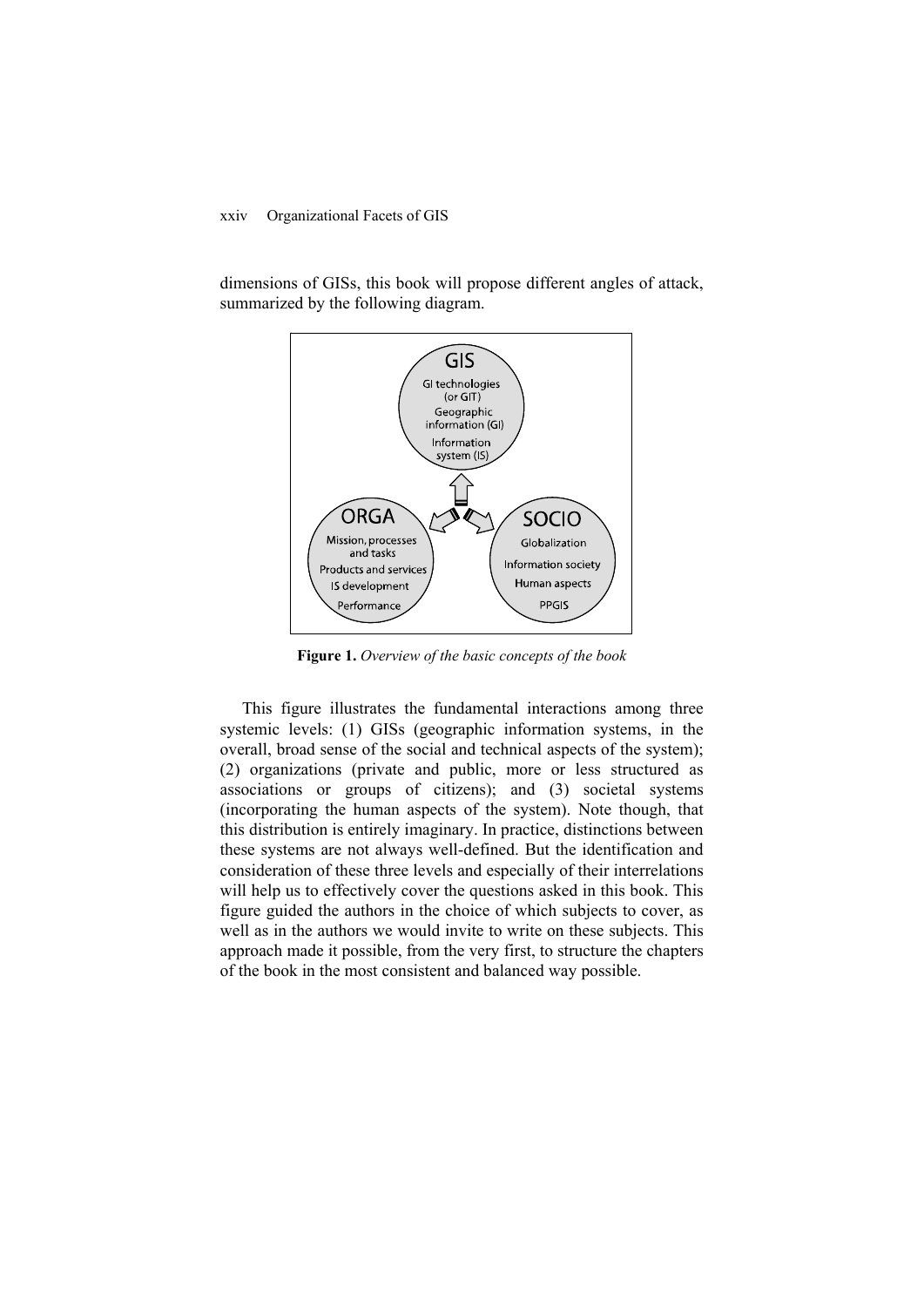dimensions of GISs, this book will propose different angles of attack, summarized by the following diagram.

GIS
GI technologies (or GIT)
Geographic information (GI)
Information system (IS)

ORGA
Mission, processes and tasks
Products and services
IS development
Performance

SOCIO
Globalization
Information society
Human aspects
PPGIS

**Figure 1.** *Overview of the basic concepts of the book*

This figure illustrates the fundamental interactions among three systemic levels: (1) GISs (geographic information systems, in the overall, broad sense of the social and technical aspects of the system); (2) organizations (private and public, more or less structured as associations or groups of citizens); and (3) societal systems (incorporating the human aspects of the system). Note though, that this distribution is entirely imaginary. In practice, distinctions between these systems are not always well-defined. But the identification and consideration of these three levels and especially of their interrelations will help us to effectively cover the questions asked in this book. This figure guided the authors in the choice of which subjects to cover, as well as in the authors we would invite to write on these subjects. This approach made it possible, from the very first, to structure the chapters of the book in the most consistent and balanced way possible.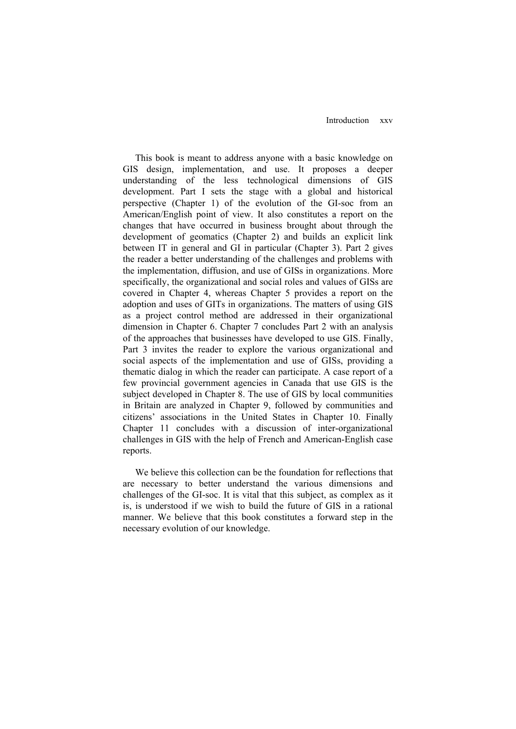This book is meant to address anyone with a basic knowledge on GIS design, implementation, and use. It proposes a deeper understanding of the less technological dimensions of GIS development. Part I sets the stage with a global and historical perspective (Chapter 1) of the evolution of the GI-soc from an American/English point of view. It also constitutes a report on the changes that have occurred in business brought about through the development of geomatics (Chapter 2) and builds an explicit link between IT in general and GI in particular (Chapter 3). Part 2 gives the reader a better understanding of the challenges and problems with the implementation, diffusion, and use of GISs in organizations. More specifically, the organizational and social roles and values of GISs are covered in Chapter 4, whereas Chapter 5 provides a report on the adoption and uses of GITs in organizations. The matters of using GIS as a project control method are addressed in their organizational dimension in Chapter 6. Chapter 7 concludes Part 2 with an analysis of the approaches that businesses have developed to use GIS. Finally, Part 3 invites the reader to explore the various organizational and social aspects of the implementation and use of GISs, providing a thematic dialog in which the reader can participate. A case report of a few provincial government agencies in Canada that use GIS is the subject developed in Chapter 8. The use of GIS by local communities in Britain are analyzed in Chapter 9, followed by communities and citizens' associations in the United States in Chapter 10. Finally Chapter 11 concludes with a discussion of inter-organizational challenges in GIS with the help of French and American-English case reports.

We believe this collection can be the foundation for reflections that are necessary to better understand the various dimensions and challenges of the GI-soc. It is vital that this subject, as complex as it is, is understood if we wish to build the future of GIS in a rational manner. We believe that this book constitutes a forward step in the necessary evolution of our knowledge.